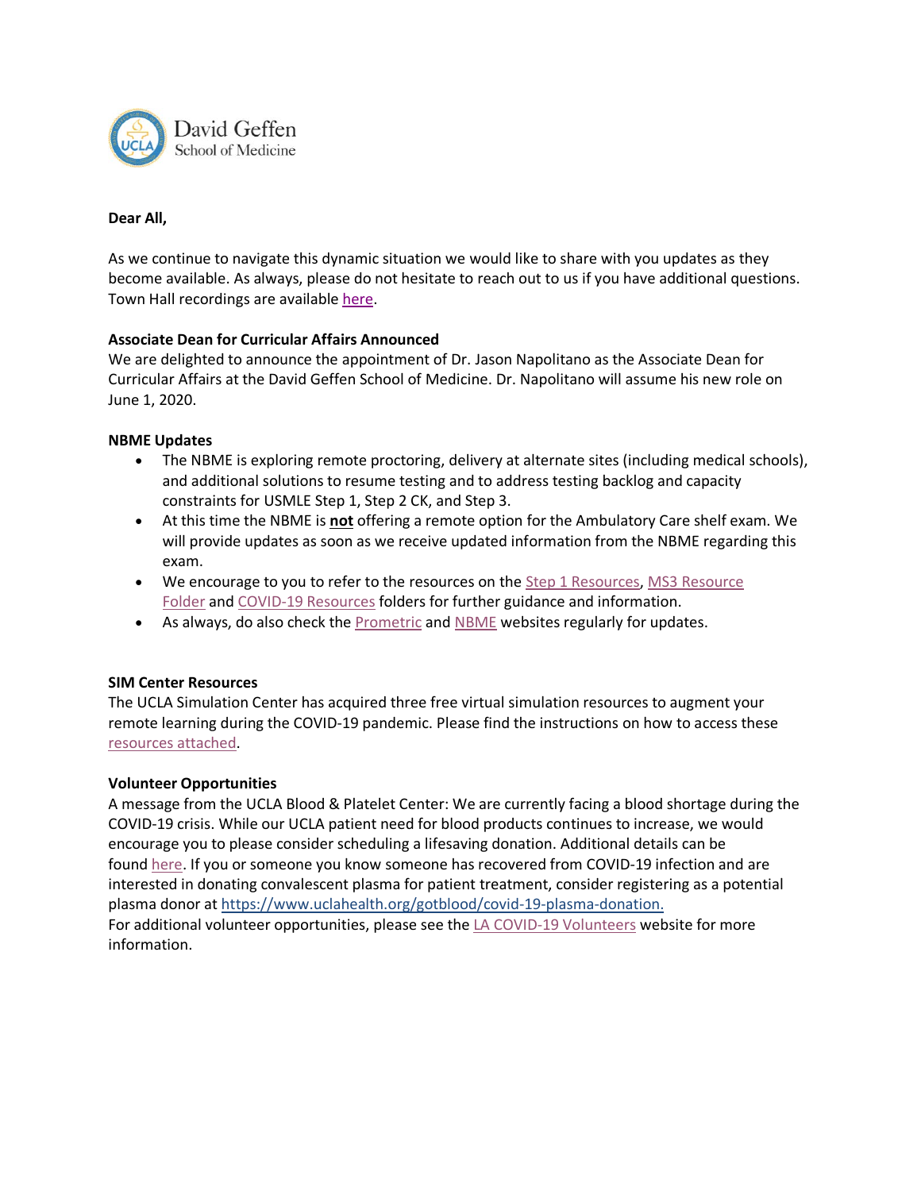David Geffen School of Medicine

**Dear All,**

As we continue to navigate this dynamic situation we would like to share with you updates as they become available. As always, please do not hesitate to reach out to us if you have additional questions. Town Hall recordings are available here.

**Associate Dean for Curricular Affairs Announced**

We are delighted to announce the appointment of Dr. Jason Napolitano as the Associate Dean for Curricular Affairs at the David Geffen School of Medicine. Dr. Napolitano will assume his new role on June 1, 2020.

**NBME Updates**

- The NBME is exploring remote proctoring, delivery at alternate sites (including medical schools), and additional solutions to resume testing and to address testing backlog and capacity constraints for USMLE Step 1, Step 2 CK, and Step 3.
- At this time the NBME is **not** offering a remote option for the Ambulatory Care shelf exam. We will provide updates as soon as we receive updated information from the NBME regarding this exam.
- We encourage to you to refer to the resources on the Step 1 Resources, MS3 Resource Folder and COVID-19 Resources folders for further guidance and information.
- As always, do also check the Prometric and NBME websites regularly for updates.

**SIM Center Resources**

The UCLA Simulation Center has acquired three free virtual simulation resources to augment your remote learning during the COVID-19 pandemic. Please find the instructions on how to access these resources attached.

**Volunteer Opportunities**

A message from the UCLA Blood & Platelet Center: We are currently facing a blood shortage during the COVID-19 crisis. While our UCLA patient need for blood products continues to increase, we would encourage you to please consider scheduling a lifesaving donation. Additional details can be found here. If you or someone you know someone has recovered from COVID-19 infection and are interested in donating convalescent plasma for patient treatment, consider registering as a potential plasma donor at https://www.uclahealth.org/gotblood/covid-19-plasma-donation.
For additional volunteer opportunities, please see the LA COVID-19 Volunteers website for more information.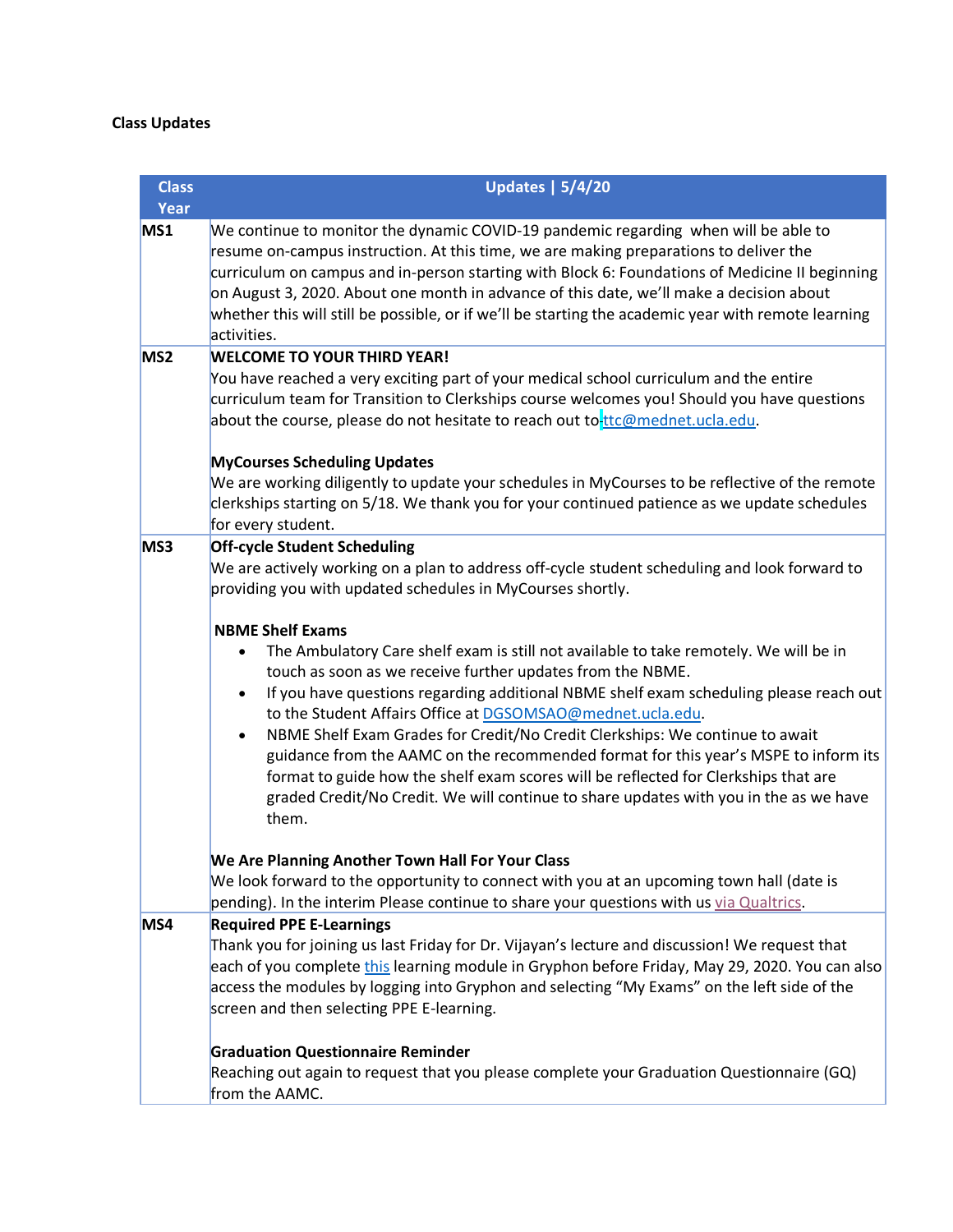**Class Updates**

| Class Year | Updates \| 5/4/20 |
|---|---|
| **MS1** | We continue to monitor the dynamic COVID-19 pandemic regarding when will be able to resume on-campus instruction. At this time, we are making preparations to deliver the curriculum on campus and in-person starting with Block 6: Foundations of Medicine II beginning on August 3, 2020. About one month in advance of this date, we'll make a decision about whether this will still be possible, or if we'll be starting the academic year with remote learning activities. |
| **MS2** | **WELCOME TO YOUR THIRD YEAR!**<br>You have reached a very exciting part of your medical school curriculum and the entire curriculum team for Transition to Clerkships course welcomes you! Should you have questions about the course, please do not hesitate to reach out to ttc@mednet.ucla.edu.<br><br>**MyCourses Scheduling Updates**<br>We are working diligently to update your schedules in MyCourses to be reflective of the remote clerkships starting on 5/18. We thank you for your continued patience as we update schedules for every student. |
| **MS3** | **Off-cycle Student Scheduling**<br>We are actively working on a plan to address off-cycle student scheduling and look forward to providing you with updated schedules in MyCourses shortly.<br><br>**NBME Shelf Exams**<br>• The Ambulatory Care shelf exam is still not available to take remotely. We will be in touch as soon as we receive further updates from the NBME.<br>• If you have questions regarding additional NBME shelf exam scheduling please reach out to the Student Affairs Office at DGSOMSAO@mednet.ucla.edu.<br>• NBME Shelf Exam Grades for Credit/No Credit Clerkships: We continue to await guidance from the AAMC on the recommended format for this year's MSPE to inform its format to guide how the shelf exam scores will be reflected for Clerkships that are graded Credit/No Credit. We will continue to share updates with you in the as we have them.<br><br>**We Are Planning Another Town Hall For Your Class**<br>We look forward to the opportunity to connect with you at an upcoming town hall (date is pending). In the interim Please continue to share your questions with us via Qualtrics. |
| **MS4** | **Required PPE E-Learnings**<br>Thank you for joining us last Friday for Dr. Vijayan's lecture and discussion! We request that each of you complete this learning module in Gryphon before Friday, May 29, 2020. You can also access the modules by logging into Gryphon and selecting "My Exams" on the left side of the screen and then selecting PPE E-learning.<br><br>**Graduation Questionnaire Reminder**<br>Reaching out again to request that you please complete your Graduation Questionnaire (GQ) from the AAMC. |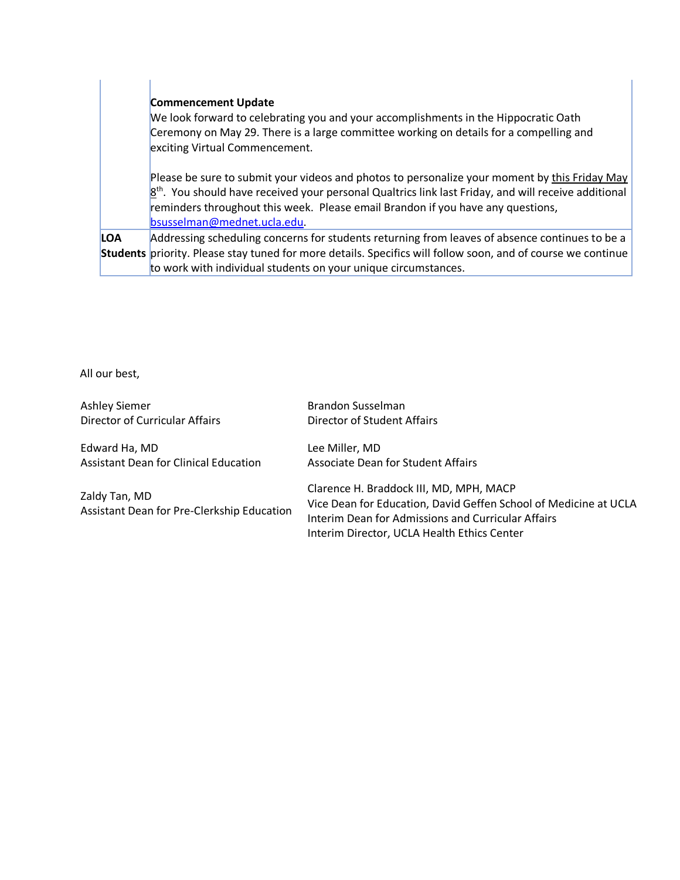| | |
|---|---|
| | **Commencement Update**<br>We look forward to celebrating you and your accomplishments in the Hippocratic Oath Ceremony on May 29. There is a large committee working on details for a compelling and exciting Virtual Commencement.<br><br>Please be sure to submit your videos and photos to personalize your moment by this Friday May 8th. You should have received your personal Qualtrics link last Friday, and will receive additional reminders throughout this week. Please email Brandon if you have any questions, bsusselman@mednet.ucla.edu. |
| **LOA Students** | Addressing scheduling concerns for students returning from leaves of absence continues to be a priority. Please stay tuned for more details. Specifics will follow soon, and of course we continue to work with individual students on your unique circumstances. |

All our best,

Ashley Siemer
Director of Curricular Affairs

Brandon Susselman
Director of Student Affairs

Edward Ha, MD
Assistant Dean for Clinical Education

Lee Miller, MD
Associate Dean for Student Affairs

Zaldy Tan, MD
Assistant Dean for Pre-Clerkship Education

Clarence H. Braddock III, MD, MPH, MACP
Vice Dean for Education, David Geffen School of Medicine at UCLA
Interim Dean for Admissions and Curricular Affairs
Interim Director, UCLA Health Ethics Center